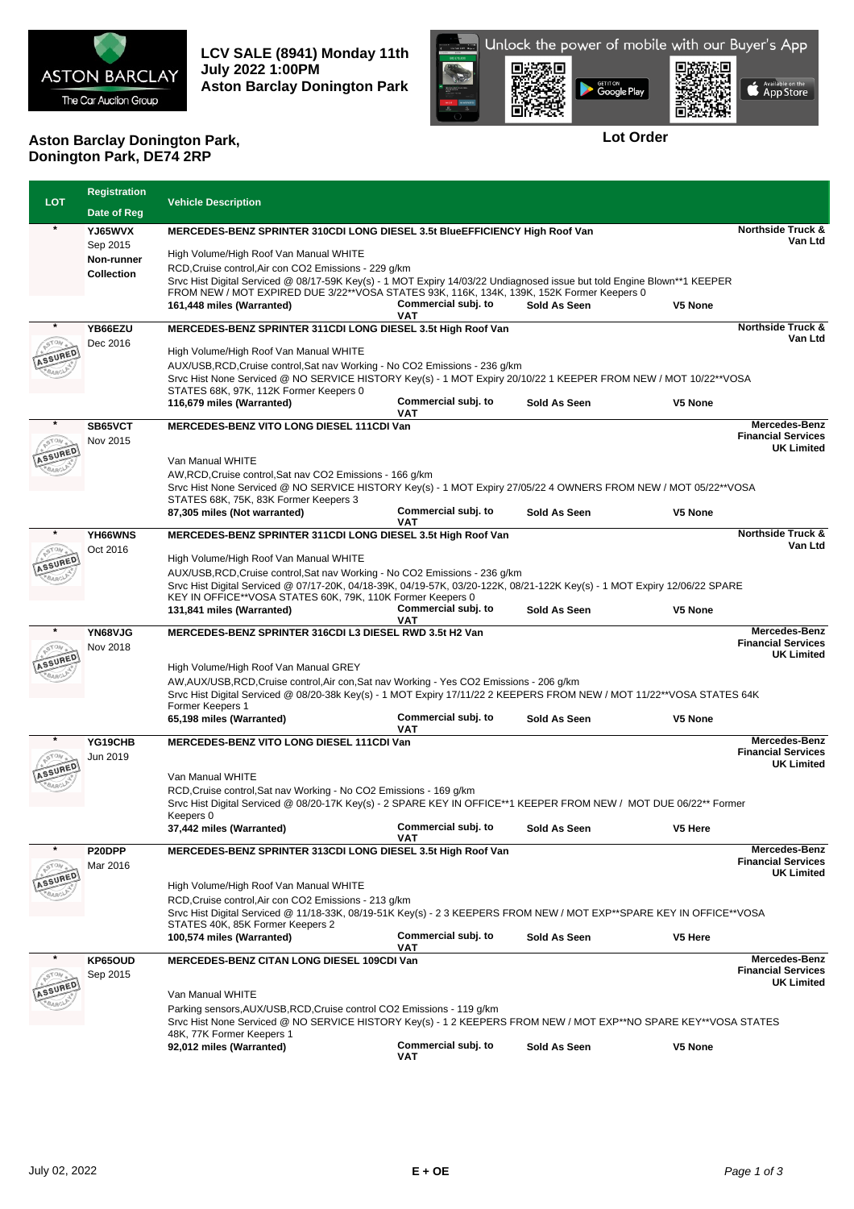ASTON BARCLAY
The Car Auction Group

**LCV SALE (8941) Monday 11th July 2022 1:00PM**
**Aston Barclay Donington Park**

Unlock the power of mobile with our Buyer's App

**Aston Barclay Donington Park, Donington Park, DE74 2RP**

**Lot Order**

| LOT | Registration / Date of Reg | Vehicle Description | | | | Vendor |
|---|---|---|---|---|---|---|
| * | **YJ65WVX** Sep 2015 **Non-runner** **Collection** | **MERCEDES-BENZ SPRINTER 310CDI LONG DIESEL 3.5t BlueEFFICIENCY High Roof Van**<br>High Volume/High Roof Van Manual WHITE<br>RCD,Cruise control,Air con CO2 Emissions - 229 g/km<br>Srvc Hist Digital Serviced @ 08/17-59K Key(s) - 1 MOT Expiry 14/03/22 Undiagnosed issue but told Engine Blown**1 KEEPER FROM NEW / MOT EXPIRED DUE 3/22**VOSA STATES 93K, 116K, 134K, 139K, 152K Former Keepers 0 | **161,448 miles (Warranted)** | **Commercial subj. to VAT** | **Sold As Seen** | **V5 None** | **Northside Truck & Van Ltd** |
| * | **YB66EZU** Dec 2016 | **MERCEDES-BENZ SPRINTER 311CDI LONG DIESEL 3.5t High Roof Van**<br>High Volume/High Roof Van Manual WHITE<br>AUX/USB,RCD,Cruise control,Sat nav Working - No CO2 Emissions - 236 g/km<br>Srvc Hist None Serviced @ NO SERVICE HISTORY Key(s) - 1 MOT Expiry 20/10/22 1 KEEPER FROM NEW / MOT 10/22**VOSA STATES 68K, 97K, 112K Former Keepers 0 | **116,679 miles (Warranted)** | **Commercial subj. to VAT** | **Sold As Seen** | **V5 None** | **Northside Truck & Van Ltd** |
| * | **SB65VCT** Nov 2015 | **MERCEDES-BENZ VITO LONG DIESEL 111CDI Van**<br>Van Manual WHITE<br>AW,RCD,Cruise control,Sat nav CO2 Emissions - 166 g/km<br>Srvc Hist None Serviced @ NO SERVICE HISTORY Key(s) - 1 MOT Expiry 27/05/22 4 OWNERS FROM NEW / MOT 05/22**VOSA STATES 68K, 75K, 83K Former Keepers 3 | **87,305 miles (Not warranted)** | **Commercial subj. to VAT** | **Sold As Seen** | **V5 None** | **Mercedes-Benz Financial Services UK Limited** |
| * | **YH66WNS** Oct 2016 | **MERCEDES-BENZ SPRINTER 311CDI LONG DIESEL 3.5t High Roof Van**<br>High Volume/High Roof Van Manual WHITE<br>AUX/USB,RCD,Cruise control,Sat nav Working - No CO2 Emissions - 236 g/km<br>Srvc Hist Digital Serviced @ 07/17-20K, 04/18-39K, 04/19-57K, 03/20-122K, 08/21-122K Key(s) - 1 MOT Expiry 12/06/22 SPARE KEY IN OFFICE**VOSA STATES 60K, 79K, 110K Former Keepers 0 | **131,841 miles (Warranted)** | **Commercial subj. to VAT** | **Sold As Seen** | **V5 None** | **Northside Truck & Van Ltd** |
| * | **YN68VJG** Nov 2018 | **MERCEDES-BENZ SPRINTER 316CDI L3 DIESEL RWD 3.5t H2 Van**<br>High Volume/High Roof Van Manual GREY<br>AW,AUX/USB,RCD,Cruise control,Air con,Sat nav Working - Yes CO2 Emissions - 206 g/km<br>Srvc Hist Digital Serviced @ 08/20-38k Key(s) - 1 MOT Expiry 17/11/22 2 KEEPERS FROM NEW / MOT 11/22**VOSA STATES 64K Former Keepers 1 | **65,198 miles (Warranted)** | **Commercial subj. to VAT** | **Sold As Seen** | **V5 None** | **Mercedes-Benz Financial Services UK Limited** |
| * | **YG19CHB** Jun 2019 | **MERCEDES-BENZ VITO LONG DIESEL 111CDI Van**<br>Van Manual WHITE<br>RCD,Cruise control,Sat nav Working - No CO2 Emissions - 169 g/km<br>Srvc Hist Digital Serviced @ 08/20-17K Key(s) - 2 SPARE KEY IN OFFICE**1 KEEPER FROM NEW / MOT DUE 06/22** Former Keepers 0 | **37,442 miles (Warranted)** | **Commercial subj. to VAT** | **Sold As Seen** | **V5 Here** | **Mercedes-Benz Financial Services UK Limited** |
| * | **P20DPP** Mar 2016 | **MERCEDES-BENZ SPRINTER 313CDI LONG DIESEL 3.5t High Roof Van**<br>High Volume/High Roof Van Manual WHITE<br>RCD,Cruise control,Air con CO2 Emissions - 213 g/km<br>Srvc Hist Digital Serviced @ 11/18-33K, 08/19-51K Key(s) - 2 3 KEEPERS FROM NEW / MOT EXP**SPARE KEY IN OFFICE**VOSA STATES 40K, 85K Former Keepers 2 | **100,574 miles (Warranted)** | **Commercial subj. to VAT** | **Sold As Seen** | **V5 Here** | **Mercedes-Benz Financial Services UK Limited** |
| * | **KP65OUD** Sep 2015 | **MERCEDES-BENZ CITAN LONG DIESEL 109CDI Van**<br>Van Manual WHITE<br>Parking sensors,AUX/USB,RCD,Cruise control CO2 Emissions - 119 g/km<br>Srvc Hist None Serviced @ NO SERVICE HISTORY Key(s) - 1 2 KEEPERS FROM NEW / MOT EXP**NO SPARE KEY**VOSA STATES 48K, 77K Former Keepers 1 | **92,012 miles (Warranted)** | **Commercial subj. to VAT** | **Sold As Seen** | **V5 None** | **Mercedes-Benz Financial Services UK Limited** |

July 02, 2022 **E + OE**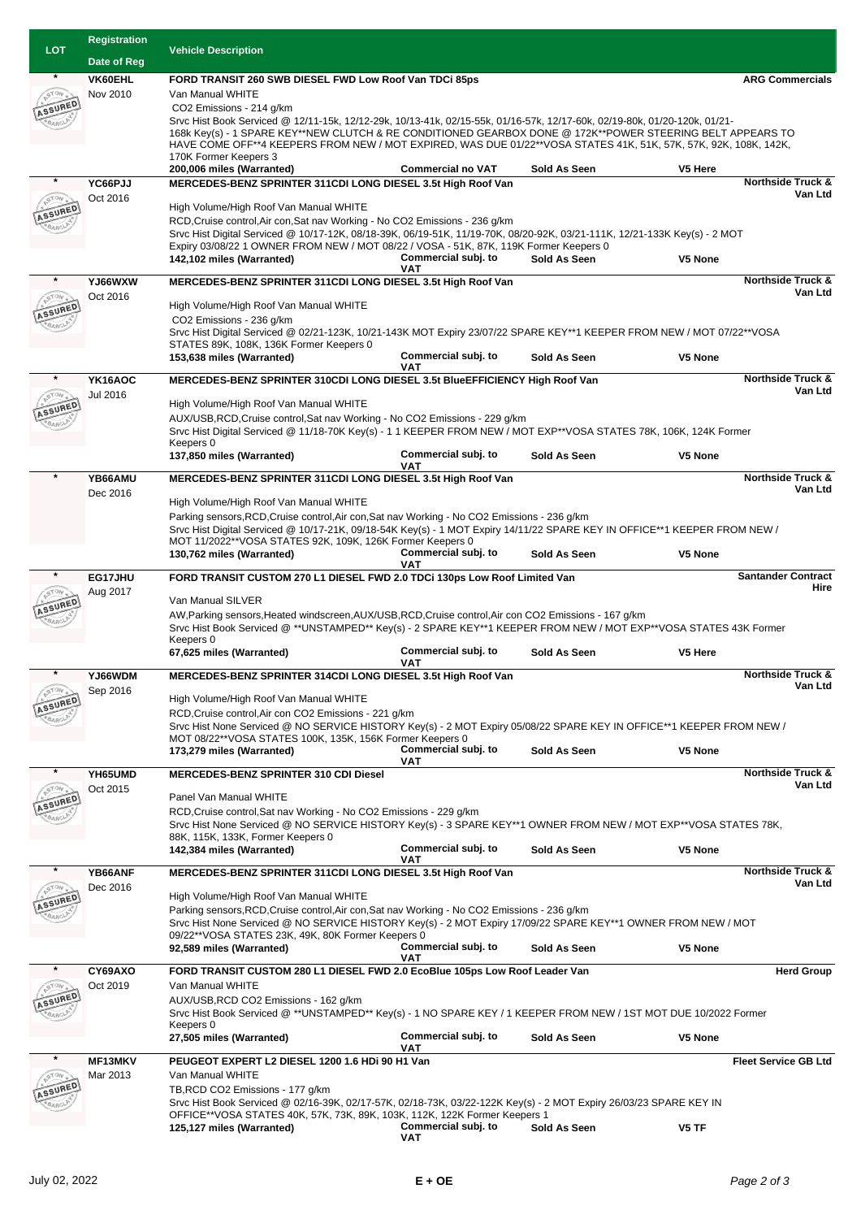| LOT | Registration<br>Date of Reg | Vehicle Description | | | | |
|---|---|---|---|---|---|---|
| * | VK60EHL<br>Nov 2010 | FORD TRANSIT 260 SWB DIESEL FWD Low Roof Van TDCi 85ps<br>Van Manual WHITE<br>CO2 Emissions - 214 g/km<br>Srvc Hist Book Serviced @ 12/11-15k, 12/12-29k, 10/13-41k, 02/15-55k, 01/16-57k, 12/17-60k, 02/19-80k, 01/20-120k, 01/21-168k Key(s) - 1 SPARE KEY**NEW CLUTCH & RE CONDITIONED GEARBOX DONE @ 172K**POWER STEERING BELT APPEARS TO HAVE COME OFF**4 KEEPERS FROM NEW / MOT EXPIRED, WAS DUE 01/22**VOSA STATES 41K, 51K, 57K, 57K, 92K, 108K, 142K, 170K Former Keepers 3<br>**200,006 miles (Warranted)** | **Commercial no VAT** | **Sold As Seen** | **V5 Here** | **ARG Commercials** |
| * | YC66PJJ<br>Oct 2016 | MERCEDES-BENZ SPRINTER 311CDI LONG DIESEL 3.5t High Roof Van<br>High Volume/High Roof Van Manual WHITE<br>RCD,Cruise control,Air con,Sat nav Working - No CO2 Emissions - 236 g/km<br>Srvc Hist Digital Serviced @ 10/17-12K, 08/18-39K, 06/19-51K, 11/19-70K, 08/20-92K, 03/21-111K, 12/21-133K Key(s) - 2 MOT Expiry 03/08/22 1 OWNER FROM NEW / MOT 08/22 / VOSA - 51K, 87K, 119K Former Keepers 0<br>**142,102 miles (Warranted)** | **Commercial subj. to VAT** | **Sold As Seen** | **V5 None** | **Northside Truck & Van Ltd** |
| * | YJ66WXW<br>Oct 2016 | MERCEDES-BENZ SPRINTER 311CDI LONG DIESEL 3.5t High Roof Van<br>High Volume/High Roof Van Manual WHITE<br>CO2 Emissions - 236 g/km<br>Srvc Hist Digital Serviced @ 02/21-123K, 10/21-143K MOT Expiry 23/07/22 SPARE KEY**1 KEEPER FROM NEW / MOT 07/22**VOSA STATES 89K, 108K, 136K Former Keepers 0<br>**153,638 miles (Warranted)** | **Commercial subj. to VAT** | **Sold As Seen** | **V5 None** | **Northside Truck & Van Ltd** |
| * | YK16AOC<br>Jul 2016 | MERCEDES-BENZ SPRINTER 310CDI LONG DIESEL 3.5t BlueEFFICIENCY High Roof Van<br>High Volume/High Roof Van Manual WHITE<br>AUX/USB,RCD,Cruise control,Sat nav Working - No CO2 Emissions - 229 g/km<br>Srvc Hist Digital Serviced @ 11/18-70K Key(s) - 1 1 KEEPER FROM NEW / MOT EXP**VOSA STATES 78K, 106K, 124K Former Keepers 0<br>**137,850 miles (Warranted)** | **Commercial subj. to VAT** | **Sold As Seen** | **V5 None** | **Northside Truck & Van Ltd** |
| * | YB66AMU<br>Dec 2016 | MERCEDES-BENZ SPRINTER 311CDI LONG DIESEL 3.5t High Roof Van<br>High Volume/High Roof Van Manual WHITE<br>Parking sensors,RCD,Cruise control,Air con,Sat nav Working - No CO2 Emissions - 236 g/km<br>Srvc Hist Digital Serviced @ 10/17-21K, 09/18-54K Key(s) - 1 MOT Expiry 14/11/22 SPARE KEY IN OFFICE**1 KEEPER FROM NEW / MOT 11/2022**VOSA STATES 92K, 109K, 126K Former Keepers 0<br>**130,762 miles (Warranted)** | **Commercial subj. to VAT** | **Sold As Seen** | **V5 None** | **Northside Truck & Van Ltd** |
| * | EG17JHU<br>Aug 2017 | FORD TRANSIT CUSTOM 270 L1 DIESEL FWD 2.0 TDCi 130ps Low Roof Limited Van<br>Van Manual SILVER<br>AW,Parking sensors,Heated windscreen,AUX/USB,RCD,Cruise control,Air con CO2 Emissions - 167 g/km<br>Srvc Hist Book Serviced @ **UNSTAMPED** Key(s) - 2 SPARE KEY**1 KEEPER FROM NEW / MOT EXP**VOSA STATES 43K Former Keepers 0<br>**67,625 miles (Warranted)** | **Commercial subj. to VAT** | **Sold As Seen** | **V5 Here** | **Santander Contract Hire** |
| * | YJ66WDM<br>Sep 2016 | MERCEDES-BENZ SPRINTER 314CDI LONG DIESEL 3.5t High Roof Van<br>High Volume/High Roof Van Manual WHITE<br>RCD,Cruise control,Air con CO2 Emissions - 221 g/km<br>Srvc Hist None Serviced @ NO SERVICE HISTORY Key(s) - 2 MOT Expiry 05/08/22 SPARE KEY IN OFFICE**1 KEEPER FROM NEW / MOT 08/22**VOSA STATES 100K, 135K, 156K Former Keepers 0<br>**173,279 miles (Warranted)** | **Commercial subj. to VAT** | **Sold As Seen** | **V5 None** | **Northside Truck & Van Ltd** |
| * | YH65UMD<br>Oct 2015 | MERCEDES-BENZ SPRINTER 310 CDI Diesel<br>Panel Van Manual WHITE<br>RCD,Cruise control,Sat nav Working - No CO2 Emissions - 229 g/km<br>Srvc Hist None Serviced @ NO SERVICE HISTORY Key(s) - 3 SPARE KEY**1 OWNER FROM NEW / MOT EXP**VOSA STATES 78K, 88K, 115K, 133K, Former Keepers 0<br>**142,384 miles (Warranted)** | **Commercial subj. to VAT** | **Sold As Seen** | **V5 None** | **Northside Truck & Van Ltd** |
| * | YB66ANF<br>Dec 2016 | MERCEDES-BENZ SPRINTER 311CDI LONG DIESEL 3.5t High Roof Van<br>High Volume/High Roof Van Manual WHITE<br>Parking sensors,RCD,Cruise control,Air con,Sat nav Working - No CO2 Emissions - 236 g/km<br>Srvc Hist None Serviced @ NO SERVICE HISTORY Key(s) - 2 MOT Expiry 17/09/22 SPARE KEY**1 OWNER FROM NEW / MOT 09/22**VOSA STATES 23K, 49K, 80K Former Keepers 0<br>**92,589 miles (Warranted)** | **Commercial subj. to VAT** | **Sold As Seen** | **V5 None** | **Northside Truck & Van Ltd** |
| * | CY69AXO<br>Oct 2019 | FORD TRANSIT CUSTOM 280 L1 DIESEL FWD 2.0 EcoBlue 105ps Low Roof Leader Van<br>Van Manual WHITE<br>AUX/USB,RCD CO2 Emissions - 162 g/km<br>Srvc Hist Book Serviced @ **UNSTAMPED** Key(s) - 1 NO SPARE KEY / 1 KEEPER FROM NEW / 1ST MOT DUE 10/2022 Former Keepers 0<br>**27,505 miles (Warranted)** | **Commercial subj. to VAT** | **Sold As Seen** | **V5 None** | **Herd Group** |
| * | MF13MKV<br>Mar 2013 | PEUGEOT EXPERT L2 DIESEL 1200 1.6 HDi 90 H1 Van<br>Van Manual WHITE<br>TB,RCD CO2 Emissions - 177 g/km<br>Srvc Hist Book Serviced @ 02/16-39K, 02/17-57K, 02/18-73K, 03/22-122K Key(s) - 2 MOT Expiry 26/03/23 SPARE KEY IN OFFICE**VOSA STATES 40K, 57K, 73K, 89K, 103K, 112K, 122K Former Keepers 1<br>**125,127 miles (Warranted)** | **Commercial subj. to VAT** | **Sold As Seen** | **V5 TF** | **Fleet Service GB Ltd** |

July 02, 2022 — E + OE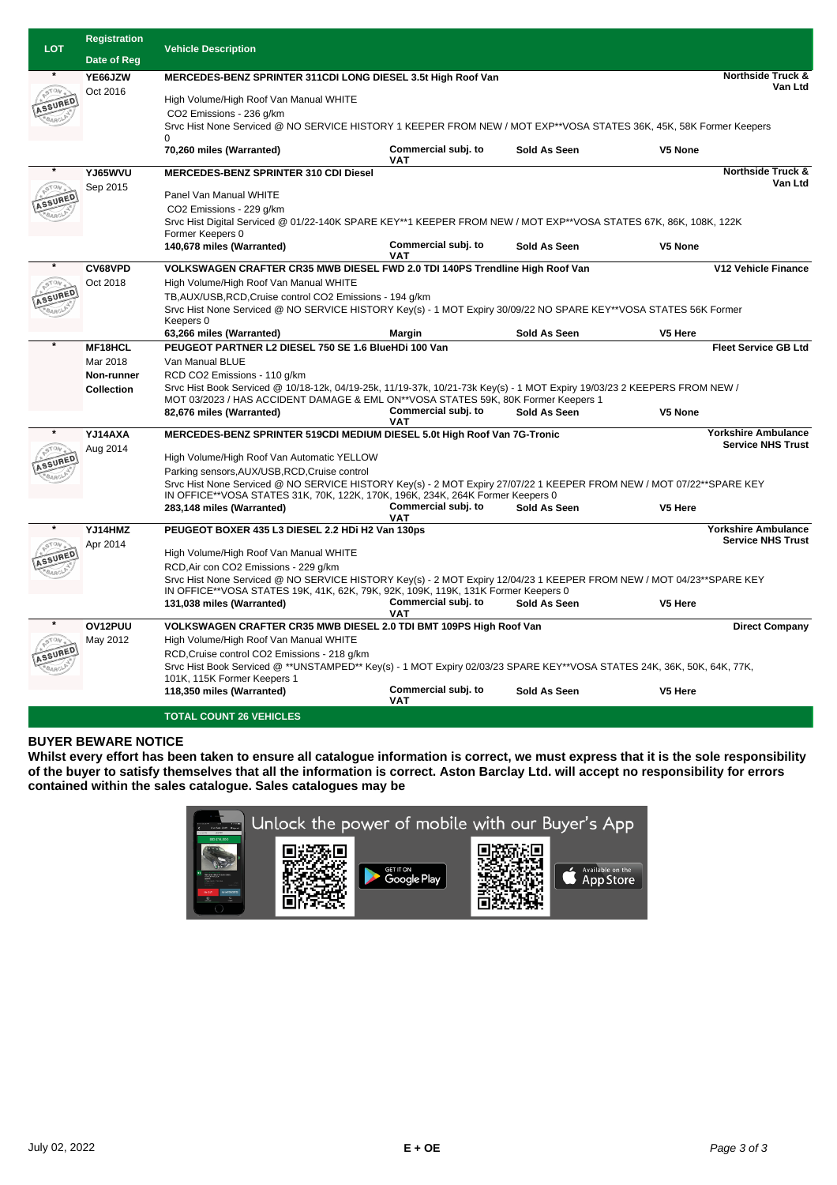| LOT | Registration<br>Date of Reg | Vehicle Description | | | | |
|---|---|---|---|---|---|---|
| * | YE66JZW<br>Oct 2016 | MERCEDES-BENZ SPRINTER 311CDI LONG DIESEL 3.5t High Roof Van<br>High Volume/High Roof Van Manual WHITE<br>$CO_2$ Emissions - 236 g/km<br>Srvc Hist None Serviced @ NO SERVICE HISTORY 1 KEEPER FROM NEW / MOT EXP**VOSA STATES 36K, 45K, 58K Former Keepers 0 | | | | Northside Truck & Van Ltd |
| | | 70,260 miles (Warranted) | Commercial subj. to VAT | Sold As Seen | V5 None | |
| * | YJ65WVU<br>Sep 2015 | MERCEDES-BENZ SPRINTER 310 CDI Diesel<br>Panel Van Manual WHITE<br>$CO_2$ Emissions - 229 g/km<br>Srvc Hist Digital Serviced @ 01/22-140K SPARE KEY**1 KEEPER FROM NEW / MOT EXP**VOSA STATES 67K, 86K, 108K, 122K Former Keepers 0 | | | | Northside Truck & Van Ltd |
| | | 140,678 miles (Warranted) | Commercial subj. to VAT | Sold As Seen | V5 None | |
| * | CV68VPD<br>Oct 2018 | VOLKSWAGEN CRAFTER CR35 MWB DIESEL FWD 2.0 TDI 140PS Trendline High Roof Van<br>High Volume/High Roof Van Manual WHITE<br>TB,AUX/USB,RCD,Cruise control $CO_2$ Emissions - 194 g/km<br>Srvc Hist None Serviced @ NO SERVICE HISTORY Key(s) - 1 MOT Expiry 30/09/22 NO SPARE KEY**VOSA STATES 56K Former Keepers 0 | | | | V12 Vehicle Finance |
| | | 63,266 miles (Warranted) | Margin | Sold As Seen | V5 Here | |
| * | MF18HCL<br>Mar 2018<br>Non-runner<br>Collection | PEUGEOT PARTNER L2 DIESEL 750 SE 1.6 BlueHDi 100 Van<br>Van Manual BLUE<br>RCD $CO_2$ Emissions - 110 g/km<br>Srvc Hist Book Serviced @ 10/18-12k, 04/19-25k, 11/19-37k, 10/21-73k Key(s) - 1 MOT Expiry 19/03/23 2 KEEPERS FROM NEW / MOT 03/2023 / HAS ACCIDENT DAMAGE & EML ON**VOSA STATES 59K, 80K Former Keepers 1 | | | | Fleet Service GB Ltd |
| | | 82,676 miles (Warranted) | Commercial subj. to VAT | Sold As Seen | V5 None | |
| * | YJ14AXA<br>Aug 2014 | MERCEDES-BENZ SPRINTER 519CDI MEDIUM DIESEL 5.0t High Roof Van 7G-Tronic<br>High Volume/High Roof Van Automatic YELLOW<br>Parking sensors,AUX/USB,RCD,Cruise control<br>Srvc Hist None Serviced @ NO SERVICE HISTORY Key(s) - 2 MOT Expiry 27/07/22 1 KEEPER FROM NEW / MOT 07/22**SPARE KEY IN OFFICE**VOSA STATES 31K, 70K, 122K, 170K, 196K, 234K, 264K Former Keepers 0 | | | | Yorkshire Ambulance Service NHS Trust |
| | | 283,148 miles (Warranted) | Commercial subj. to VAT | Sold As Seen | V5 Here | |
| * | YJ14HMZ<br>Apr 2014 | PEUGEOT BOXER 435 L3 DIESEL 2.2 HDi H2 Van 130ps<br>High Volume/High Roof Van Manual WHITE<br>RCD,Air con $CO_2$ Emissions - 229 g/km<br>Srvc Hist None Serviced @ NO SERVICE HISTORY Key(s) - 2 MOT Expiry 12/04/23 1 KEEPER FROM NEW / MOT 04/23**SPARE KEY IN OFFICE**VOSA STATES 19K, 41K, 62K, 79K, 92K, 109K, 119K, 131K Former Keepers 0 | | | | Yorkshire Ambulance Service NHS Trust |
| | | 131,038 miles (Warranted) | Commercial subj. to VAT | Sold As Seen | V5 Here | |
| * | OV12PUU<br>May 2012 | VOLKSWAGEN CRAFTER CR35 MWB DIESEL 2.0 TDI BMT 109PS High Roof Van<br>High Volume/High Roof Van Manual WHITE<br>RCD,Cruise control $CO_2$ Emissions - 218 g/km<br>Srvc Hist Book Serviced @ **UNSTAMPED** Key(s) - 1 MOT Expiry 02/03/23 SPARE KEY**VOSA STATES 24K, 36K, 50K, 64K, 77K, 101K, 115K Former Keepers 1 | | | | Direct Company |
| | | 118,350 miles (Warranted) | Commercial subj. to VAT | Sold As Seen | V5 Here | |
| | | TOTAL COUNT 26 VEHICLES | | | | |

**BUYER BEWARE NOTICE**

**Whilst every effort has been taken to ensure all catalogue information is correct, we must express that it is the sole responsibility of the buyer to satisfy themselves that all the information is correct. Aston Barclay Ltd. will accept no responsibility for errors contained within the sales catalogue. Sales catalogues may be**

Unlock the power of mobile with our Buyer's App

GET IT ON Google Play

Available on the App Store

July 02, 2022 E + OE